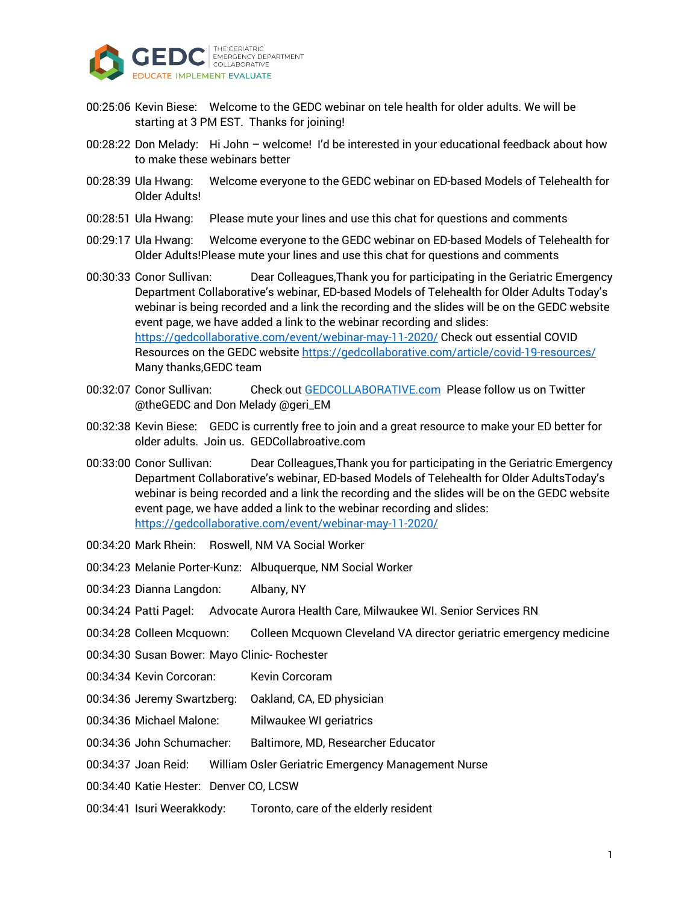00:25:06 Kevin Biese: Welcome to the GEDC webinar on tele health for older adults. We will be starting at 3 PM EST. Thanks for joining!

00:28:22 Don Melady: Hi John – welcome! I'd be interested in your educational feedback about how to make these webinars better

00:28:39 Ula Hwang: Welcome everyone to the GEDC webinar on ED-based Models of Telehealth for Older Adults!

00:28:51 Ula Hwang: Please mute your lines and use this chat for questions and comments

00:29:17 Ula Hwang: Welcome everyone to the GEDC webinar on ED-based Models of Telehealth for Older Adults!Please mute your lines and use this chat for questions and comments

00:30:33 Conor Sullivan: Dear Colleagues,Thank you for participating in the Geriatric Emergency Department Collaborative's webinar, ED-based Models of Telehealth for Older Adults Today's webinar is being recorded and a link the recording and the slides will be on the GEDC website event page, we have added a link to the webinar recording and slides: https://gedcollaborative.com/event/webinar-may-11-2020/ Check out essential COVID Resources on the GEDC website https://gedcollaborative.com/article/covid-19-resources/ Many thanks,GEDC team

00:32:07 Conor Sullivan: Check out GEDCOLLABORATIVE.com Please follow us on Twitter @theGEDC and Don Melady @geri_EM

00:32:38 Kevin Biese: GEDC is currently free to join and a great resource to make your ED better for older adults. Join us. GEDCollabroative.com

00:33:00 Conor Sullivan: Dear Colleagues,Thank you for participating in the Geriatric Emergency Department Collaborative's webinar, ED-based Models of Telehealth for Older AdultsToday's webinar is being recorded and a link the recording and the slides will be on the GEDC website event page, we have added a link to the webinar recording and slides: https://gedcollaborative.com/event/webinar-may-11-2020/

00:34:20 Mark Rhein: Roswell, NM VA Social Worker

00:34:23 Melanie Porter-Kunz: Albuquerque, NM Social Worker

00:34:23 Dianna Langdon: Albany, NY

00:34:24 Patti Pagel: Advocate Aurora Health Care, Milwaukee WI. Senior Services RN

00:34:28 Colleen Mcquown: Colleen Mcquown Cleveland VA director geriatric emergency medicine

00:34:30 Susan Bower: Mayo Clinic- Rochester

00:34:34 Kevin Corcoran: Kevin Corcoram

00:34:36 Jeremy Swartzberg: Oakland, CA, ED physician

00:34:36 Michael Malone: Milwaukee WI geriatrics

00:34:36 John Schumacher: Baltimore, MD, Researcher Educator

00:34:37 Joan Reid: William Osler Geriatric Emergency Management Nurse

00:34:40 Katie Hester: Denver CO, LCSW

00:34:41 Isuri Weerakkody: Toronto, care of the elderly resident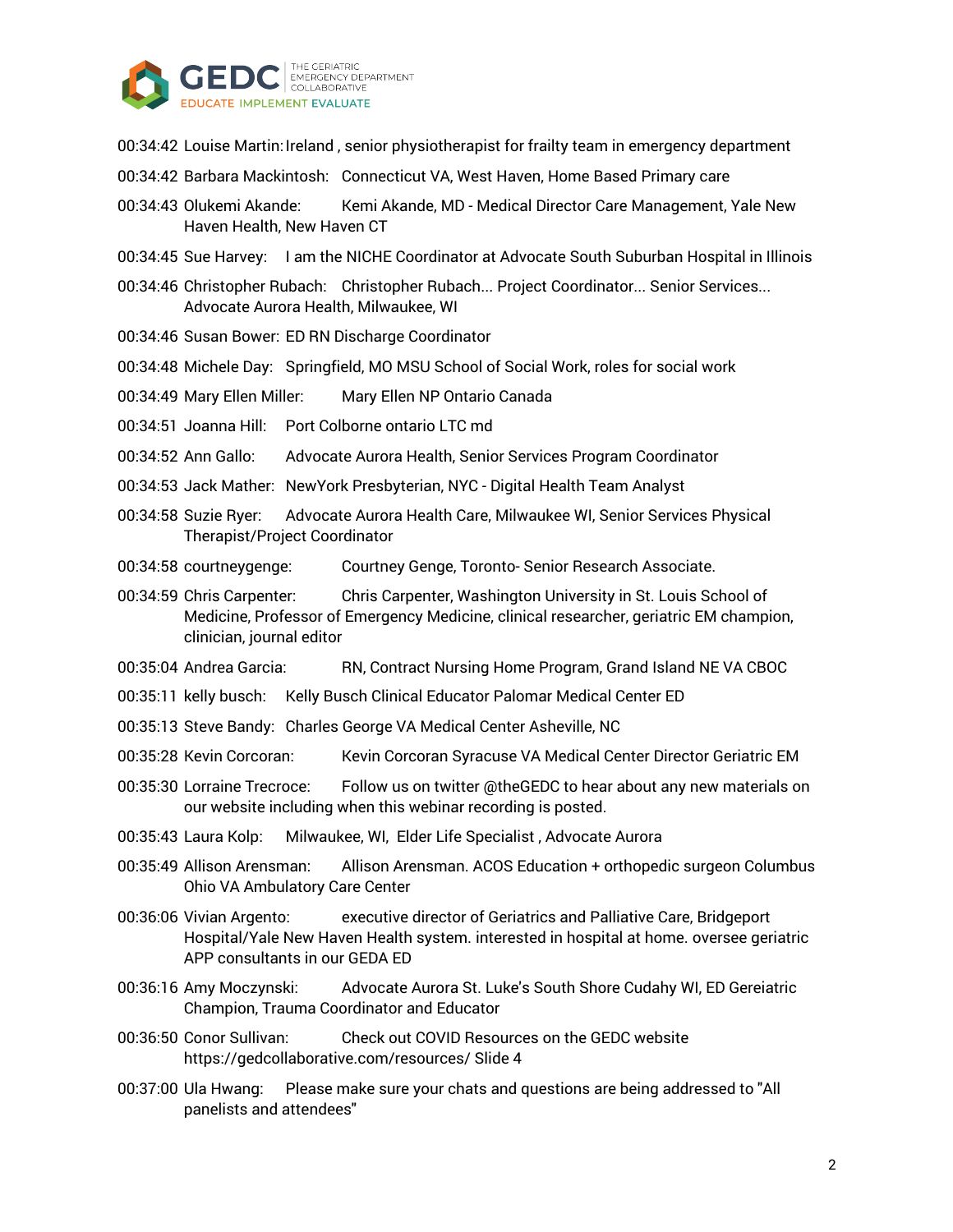00:34:42 Louise Martin: Ireland , senior physiotherapist for frailty team in emergency department

00:34:42 Barbara Mackintosh: Connecticut VA, West Haven, Home Based Primary care

00:34:43 Olukemi Akande: Kemi Akande, MD - Medical Director Care Management, Yale New Haven Health, New Haven CT

00:34:45 Sue Harvey: I am the NICHE Coordinator at Advocate South Suburban Hospital in Illinois

00:34:46 Christopher Rubach: Christopher Rubach... Project Coordinator... Senior Services... Advocate Aurora Health, Milwaukee, WI

00:34:46 Susan Bower: ED RN Discharge Coordinator

00:34:48 Michele Day: Springfield, MO MSU School of Social Work, roles for social work

00:34:49 Mary Ellen Miller: Mary Ellen NP Ontario Canada

00:34:51 Joanna Hill: Port Colborne ontario LTC md

00:34:52 Ann Gallo: Advocate Aurora Health, Senior Services Program Coordinator

00:34:53 Jack Mather: NewYork Presbyterian, NYC - Digital Health Team Analyst

00:34:58 Suzie Ryer: Advocate Aurora Health Care, Milwaukee WI, Senior Services Physical Therapist/Project Coordinator

00:34:58 courtneygenge: Courtney Genge, Toronto- Senior Research Associate.

00:34:59 Chris Carpenter: Chris Carpenter, Washington University in St. Louis School of Medicine, Professor of Emergency Medicine, clinical researcher, geriatric EM champion, clinician, journal editor

00:35:04 Andrea Garcia: RN, Contract Nursing Home Program, Grand Island NE VA CBOC

00:35:11 kelly busch: Kelly Busch Clinical Educator Palomar Medical Center ED

00:35:13 Steve Bandy: Charles George VA Medical Center Asheville, NC

00:35:28 Kevin Corcoran: Kevin Corcoran Syracuse VA Medical Center Director Geriatric EM

00:35:30 Lorraine Trecroce: Follow us on twitter @theGEDC to hear about any new materials on our website including when this webinar recording is posted.

00:35:43 Laura Kolp: Milwaukee, WI, Elder Life Specialist , Advocate Aurora

00:35:49 Allison Arensman: Allison Arensman. ACOS Education + orthopedic surgeon Columbus Ohio VA Ambulatory Care Center

00:36:06 Vivian Argento: executive director of Geriatrics and Palliative Care, Bridgeport Hospital/Yale New Haven Health system. interested in hospital at home. oversee geriatric APP consultants in our GEDA ED

00:36:16 Amy Moczynski: Advocate Aurora St. Luke's South Shore Cudahy WI, ED Gereiatric Champion, Trauma Coordinator and Educator

00:36:50 Conor Sullivan: Check out COVID Resources on the GEDC website https://gedcollaborative.com/resources/ Slide 4

00:37:00 Ula Hwang: Please make sure your chats and questions are being addressed to "All panelists and attendees"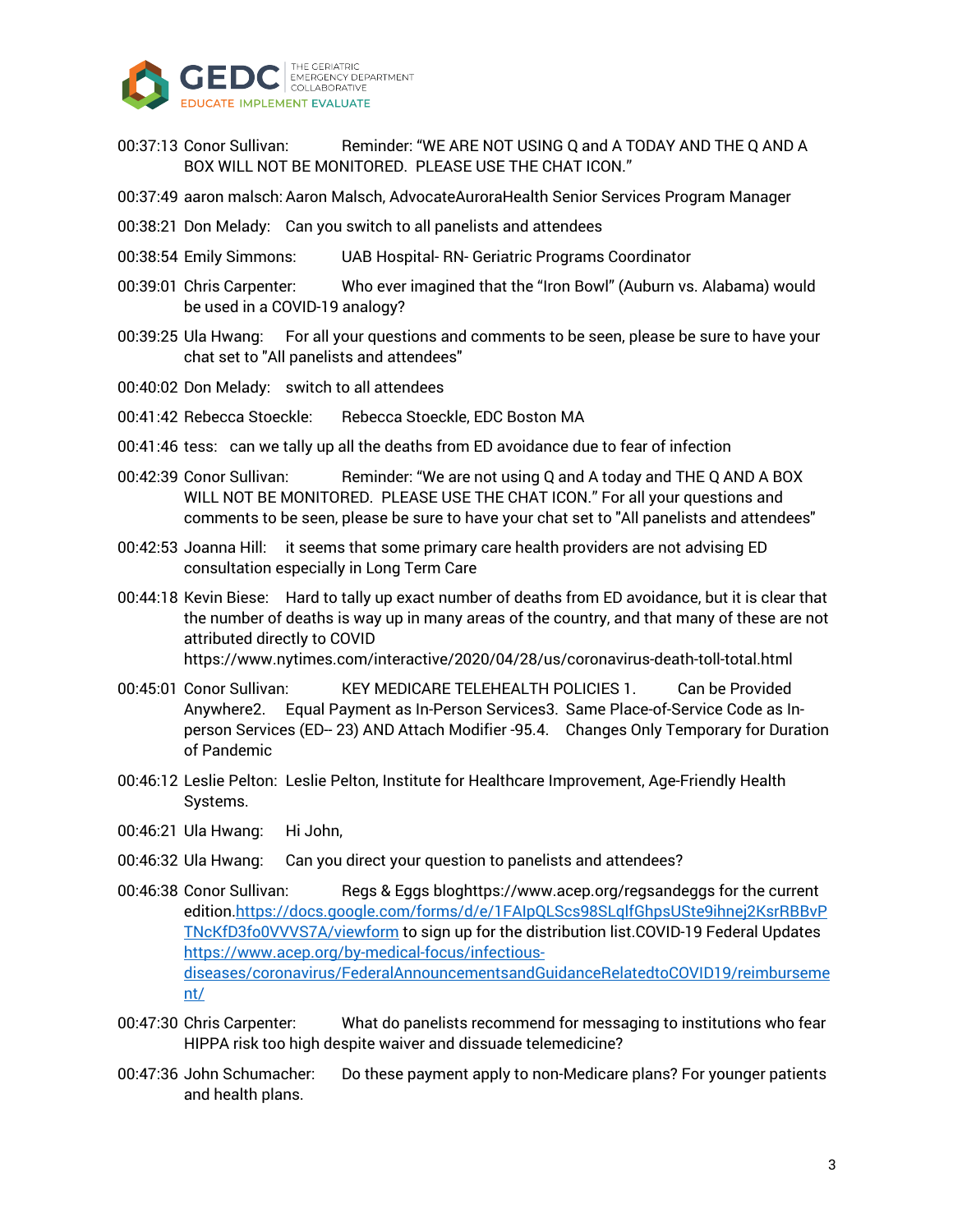00:37:13 Conor Sullivan: Reminder: "WE ARE NOT USING Q and A TODAY AND THE Q AND A BOX WILL NOT BE MONITORED. PLEASE USE THE CHAT ICON."

00:37:49 aaron malsch: Aaron Malsch, AdvocateAuroraHealth Senior Services Program Manager

00:38:21 Don Melady: Can you switch to all panelists and attendees

00:38:54 Emily Simmons: UAB Hospital- RN- Geriatric Programs Coordinator

00:39:01 Chris Carpenter: Who ever imagined that the "Iron Bowl" (Auburn vs. Alabama) would be used in a COVID-19 analogy?

00:39:25 Ula Hwang: For all your questions and comments to be seen, please be sure to have your chat set to "All panelists and attendees"

00:40:02 Don Melady: switch to all attendees

00:41:42 Rebecca Stoeckle: Rebecca Stoeckle, EDC Boston MA

00:41:46 tess: can we tally up all the deaths from ED avoidance due to fear of infection

00:42:39 Conor Sullivan: Reminder: "We are not using Q and A today and THE Q AND A BOX WILL NOT BE MONITORED. PLEASE USE THE CHAT ICON." For all your questions and comments to be seen, please be sure to have your chat set to "All panelists and attendees"

00:42:53 Joanna Hill: it seems that some primary care health providers are not advising ED consultation especially in Long Term Care

00:44:18 Kevin Biese: Hard to tally up exact number of deaths from ED avoidance, but it is clear that the number of deaths is way up in many areas of the country, and that many of these are not attributed directly to COVID https://www.nytimes.com/interactive/2020/04/28/us/coronavirus-death-toll-total.html

00:45:01 Conor Sullivan: KEY MEDICARE TELEHEALTH POLICIES 1. Can be Provided Anywhere2. Equal Payment as In-Person Services3. Same Place-of-Service Code as In-person Services (ED-- 23) AND Attach Modifier -95.4. Changes Only Temporary for Duration of Pandemic

00:46:12 Leslie Pelton: Leslie Pelton, Institute for Healthcare Improvement, Age-Friendly Health Systems.

00:46:21 Ula Hwang: Hi John,

00:46:32 Ula Hwang: Can you direct your question to panelists and attendees?

00:46:38 Conor Sullivan: Regs & Eggs bloghttps://www.acep.org/regsandeggs for the current edition.https://docs.google.com/forms/d/e/1FAIpQLScs98SLqlfGhpsUSte9ihnej2KsrRBBvPTNcKfD3fo0VVVS7A/viewform to sign up for the distribution list.COVID-19 Federal Updates https://www.acep.org/by-medical-focus/infectious-diseases/coronavirus/FederalAnnouncementsandGuidanceRelatedtoCOVID19/reimbursement/

00:47:30 Chris Carpenter: What do panelists recommend for messaging to institutions who fear HIPPA risk too high despite waiver and dissuade telemedicine?

00:47:36 John Schumacher: Do these payment apply to non-Medicare plans? For younger patients and health plans.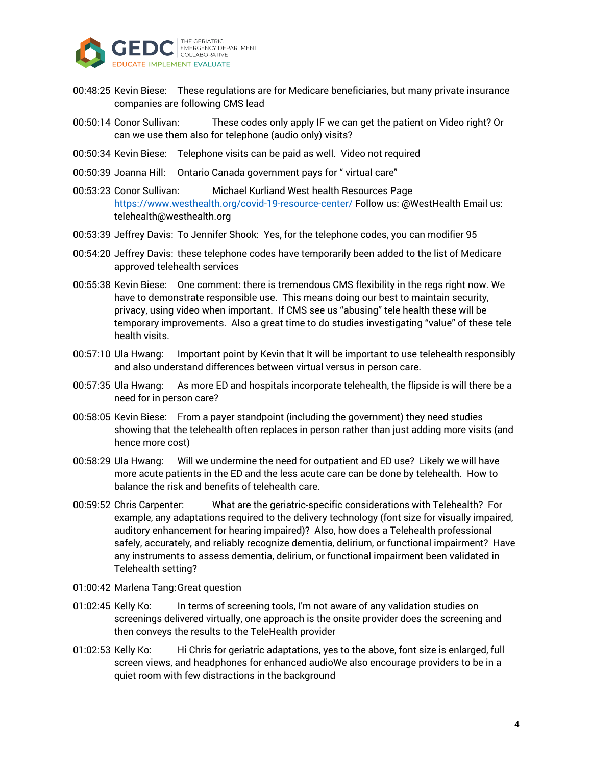00:48:25 Kevin Biese: These regulations are for Medicare beneficiaries, but many private insurance companies are following CMS lead

00:50:14 Conor Sullivan: These codes only apply IF we can get the patient on Video right? Or can we use them also for telephone (audio only) visits?

00:50:34 Kevin Biese: Telephone visits can be paid as well. Video not required

00:50:39 Joanna Hill: Ontario Canada government pays for " virtual care"

00:53:23 Conor Sullivan: Michael Kurliand West health Resources Page https://www.westhealth.org/covid-19-resource-center/ Follow us: @WestHealth Email us: telehealth@westhealth.org

00:53:39 Jeffrey Davis: To Jennifer Shook: Yes, for the telephone codes, you can modifier 95

00:54:20 Jeffrey Davis: these telephone codes have temporarily been added to the list of Medicare approved telehealth services

00:55:38 Kevin Biese: One comment: there is tremendous CMS flexibility in the regs right now. We have to demonstrate responsible use. This means doing our best to maintain security, privacy, using video when important. If CMS see us "abusing" tele health these will be temporary improvements. Also a great time to do studies investigating "value" of these tele health visits.

00:57:10 Ula Hwang: Important point by Kevin that It will be important to use telehealth responsibly and also understand differences between virtual versus in person care.

00:57:35 Ula Hwang: As more ED and hospitals incorporate telehealth, the flipside is will there be a need for in person care?

00:58:05 Kevin Biese: From a payer standpoint (including the government) they need studies showing that the telehealth often replaces in person rather than just adding more visits (and hence more cost)

00:58:29 Ula Hwang: Will we undermine the need for outpatient and ED use? Likely we will have more acute patients in the ED and the less acute care can be done by telehealth. How to balance the risk and benefits of telehealth care.

00:59:52 Chris Carpenter: What are the geriatric-specific considerations with Telehealth? For example, any adaptations required to the delivery technology (font size for visually impaired, auditory enhancement for hearing impaired)? Also, how does a Telehealth professional safely, accurately, and reliably recognize dementia, delirium, or functional impairment? Have any instruments to assess dementia, delirium, or functional impairment been validated in Telehealth setting?

01:00:42 Marlena Tang: Great question

01:02:45 Kelly Ko: In terms of screening tools, I'm not aware of any validation studies on screenings delivered virtually, one approach is the onsite provider does the screening and then conveys the results to the TeleHealth provider

01:02:53 Kelly Ko: Hi Chris for geriatric adaptations, yes to the above, font size is enlarged, full screen views, and headphones for enhanced audioWe also encourage providers to be in a quiet room with few distractions in the background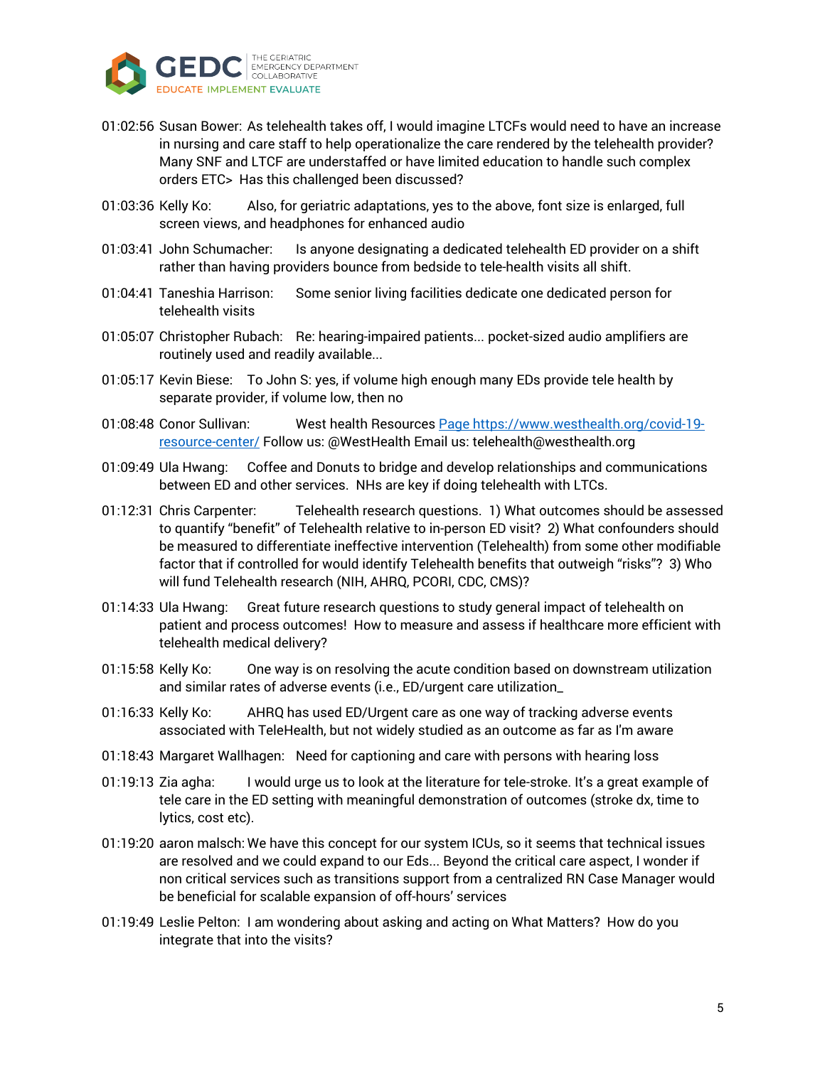01:02:56 Susan Bower: As telehealth takes off, I would imagine LTCFs would need to have an increase in nursing and care staff to help operationalize the care rendered by the telehealth provider? Many SNF and LTCF are understaffed or have limited education to handle such complex orders ETC> Has this challenged been discussed?

01:03:36 Kelly Ko: Also, for geriatric adaptations, yes to the above, font size is enlarged, full screen views, and headphones for enhanced audio

01:03:41 John Schumacher: Is anyone designating a dedicated telehealth ED provider on a shift rather than having providers bounce from bedside to tele-health visits all shift.

01:04:41 Taneshia Harrison: Some senior living facilities dedicate one dedicated person for telehealth visits

01:05:07 Christopher Rubach: Re: hearing-impaired patients... pocket-sized audio amplifiers are routinely used and readily available...

01:05:17 Kevin Biese: To John S: yes, if volume high enough many EDs provide tele health by separate provider, if volume low, then no

01:08:48 Conor Sullivan: West health Resources [Page https://www.westhealth.org/covid-19-resource-center/](https://www.westhealth.org/covid-19-resource-center/) Follow us: @WestHealth Email us: telehealth@westhealth.org

01:09:49 Ula Hwang: Coffee and Donuts to bridge and develop relationships and communications between ED and other services. NHs are key if doing telehealth with LTCs.

01:12:31 Chris Carpenter: Telehealth research questions. 1) What outcomes should be assessed to quantify "benefit" of Telehealth relative to in-person ED visit? 2) What confounders should be measured to differentiate ineffective intervention (Telehealth) from some other modifiable factor that if controlled for would identify Telehealth benefits that outweigh "risks"? 3) Who will fund Telehealth research (NIH, AHRQ, PCORI, CDC, CMS)?

01:14:33 Ula Hwang: Great future research questions to study general impact of telehealth on patient and process outcomes! How to measure and assess if healthcare more efficient with telehealth medical delivery?

01:15:58 Kelly Ko: One way is on resolving the acute condition based on downstream utilization and similar rates of adverse events (i.e., ED/urgent care utilization_

01:16:33 Kelly Ko: AHRQ has used ED/Urgent care as one way of tracking adverse events associated with TeleHealth, but not widely studied as an outcome as far as I'm aware

01:18:43 Margaret Wallhagen: Need for captioning and care with persons with hearing loss

01:19:13 Zia agha: I would urge us to look at the literature for tele-stroke. It's a great example of tele care in the ED setting with meaningful demonstration of outcomes (stroke dx, time to lytics, cost etc).

01:19:20 aaron malsch: We have this concept for our system ICUs, so it seems that technical issues are resolved and we could expand to our Eds... Beyond the critical care aspect, I wonder if non critical services such as transitions support from a centralized RN Case Manager would be beneficial for scalable expansion of off-hours' services

01:19:49 Leslie Pelton: I am wondering about asking and acting on What Matters? How do you integrate that into the visits?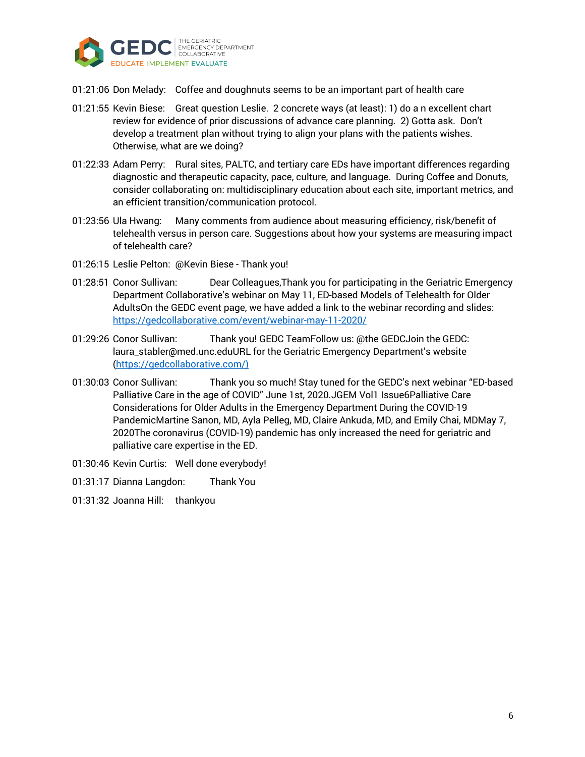01:21:06 Don Melady: Coffee and doughnuts seems to be an important part of health care

01:21:55 Kevin Biese: Great question Leslie. 2 concrete ways (at least): 1) do a n excellent chart review for evidence of prior discussions of advance care planning. 2) Gotta ask. Don't develop a treatment plan without trying to align your plans with the patients wishes. Otherwise, what are we doing?

01:22:33 Adam Perry: Rural sites, PALTC, and tertiary care EDs have important differences regarding diagnostic and therapeutic capacity, pace, culture, and language. During Coffee and Donuts, consider collaborating on: multidisciplinary education about each site, important metrics, and an efficient transition/communication protocol.

01:23:56 Ula Hwang: Many comments from audience about measuring efficiency, risk/benefit of telehealth versus in person care. Suggestions about how your systems are measuring impact of telehealth care?

01:26:15 Leslie Pelton: @Kevin Biese - Thank you!

01:28:51 Conor Sullivan: Dear Colleagues,Thank you for participating in the Geriatric Emergency Department Collaborative's webinar on May 11, ED-based Models of Telehealth for Older AdultsOn the GEDC event page, we have added a link to the webinar recording and slides: https://gedcollaborative.com/event/webinar-may-11-2020/

01:29:26 Conor Sullivan: Thank you! GEDC TeamFollow us: @the GEDCJoin the GEDC: laura_stabler@med.unc.eduURL for the Geriatric Emergency Department's website (https://gedcollaborative.com/)

01:30:03 Conor Sullivan: Thank you so much! Stay tuned for the GEDC's next webinar "ED-based Palliative Care in the age of COVID" June 1st, 2020.JGEM Vol1 Issue6Palliative Care Considerations for Older Adults in the Emergency Department During the COVID-19 PandemicMartine Sanon, MD, Ayla Pelleg, MD, Claire Ankuda, MD, and Emily Chai, MDMay 7, 2020The coronavirus (COVID-19) pandemic has only increased the need for geriatric and palliative care expertise in the ED.

01:30:46 Kevin Curtis: Well done everybody!

01:31:17 Dianna Langdon: Thank You

01:31:32 Joanna Hill: thankyou